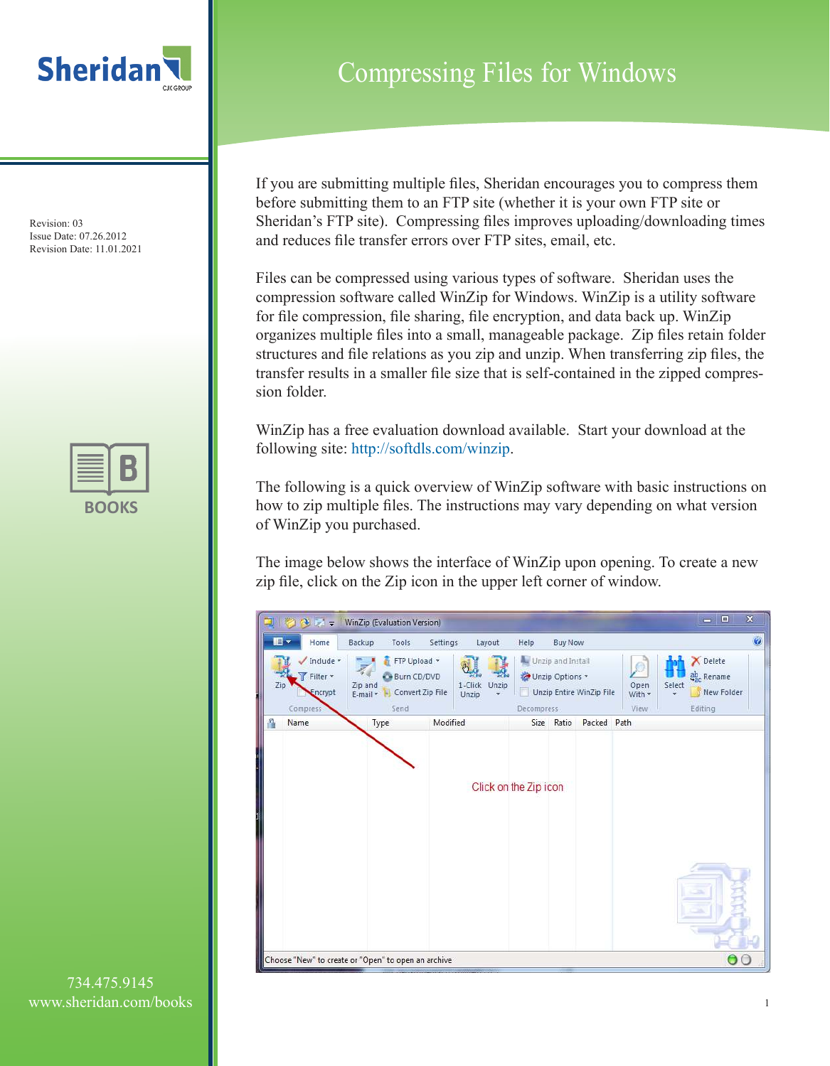# Compressing Files for Windows

Revision: 03
Issue Date: 07.26.2012
Revision Date: 11.01.2021

If you are submitting multiple files, Sheridan encourages you to compress them before submitting them to an FTP site (whether it is your own FTP site or Sheridan's FTP site). Compressing files improves uploading/downloading times and reduces file transfer errors over FTP sites, email, etc.

Files can be compressed using various types of software. Sheridan uses the compression software called WinZip for Windows. WinZip is a utility software for file compression, file sharing, file encryption, and data back up. WinZip organizes multiple files into a small, manageable package. Zip files retain folder structures and file relations as you zip and unzip. When transferring zip files, the transfer results in a smaller file size that is self-contained in the zipped compression folder.

WinZip has a free evaluation download available. Start your download at the following site: http://softdls.com/winzip.

The following is a quick overview of WinZip software with basic instructions on how to zip multiple files. The instructions may vary depending on what version of WinZip you purchased.

The image below shows the interface of WinZip upon opening. To create a new zip file, click on the Zip icon in the upper left corner of window.

Click on the Zip icon

734.475.9145
www.sheridan.com/books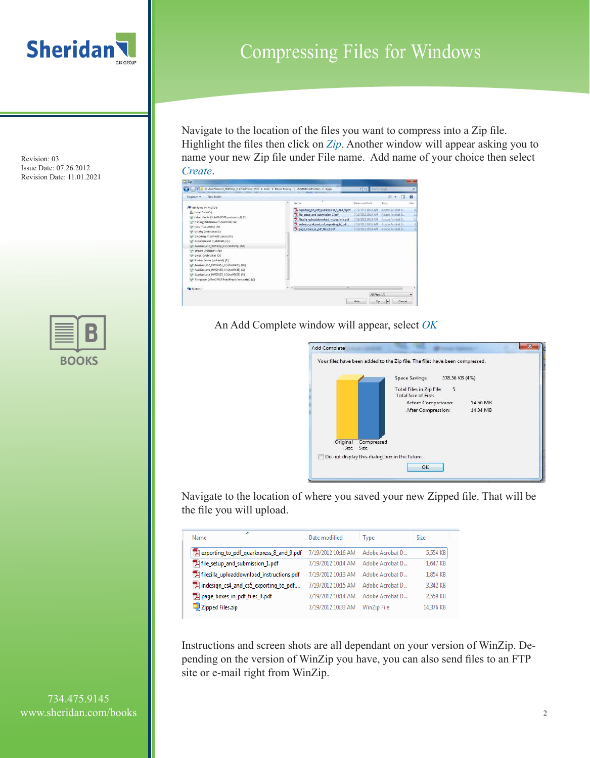Sheridan
CJK GROUP

# Compressing Files for Windows

Revision: 03
Issue Date: 07.26.2012
Revision Date: 11.01.2021

Navigate to the location of the files you want to compress into a Zip file. Highlight the files then click on *Zip*. Another window will appear asking you to name your new Zip file under File name. Add name of your choice then select *Create*.

An Add Complete window will appear, select *OK*

Navigate to the location of where you saved your new Zipped file. That will be the file you will upload.

Instructions and screen shots are all dependant on your version of WinZip. Depending on the version of WinZip you have, you can also send files to an FTP site or e-mail right from WinZip.

BOOKS

734.475.9145
www.sheridan.com/books